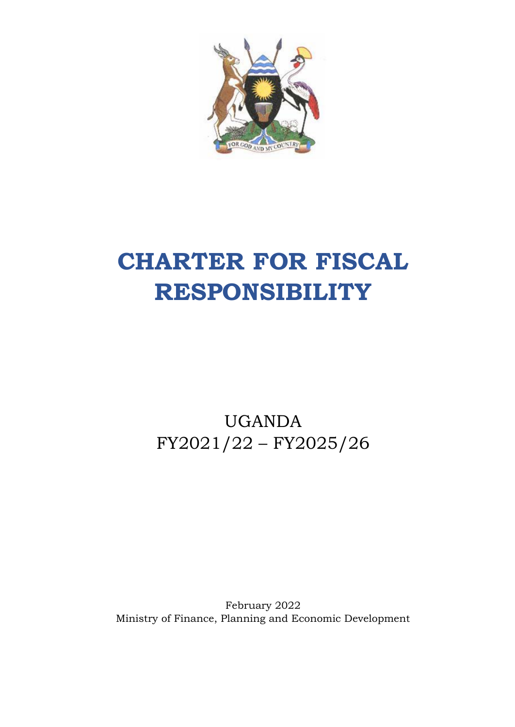# CHARTER FOR FISCAL RESPONSIBILITY

UGANDA
FY2021/22 – FY2025/26

February 2022
Ministry of Finance, Planning and Economic Development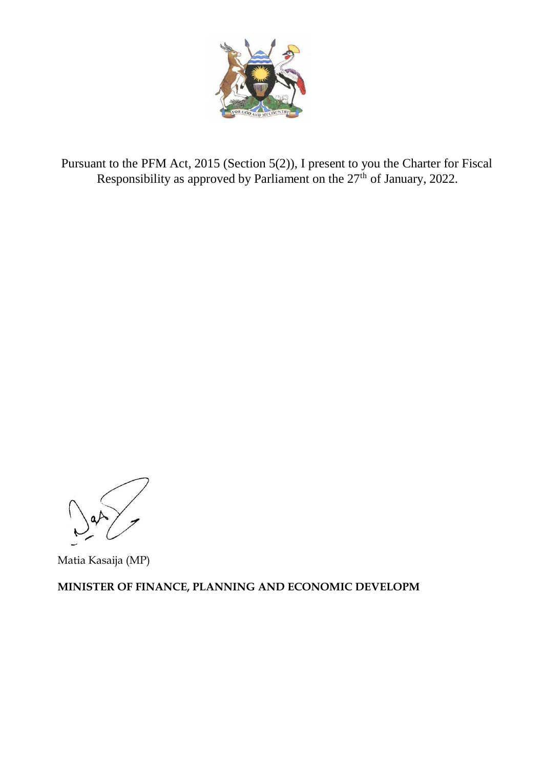Pursuant to the PFM Act, 2015 (Section 5(2)), I present to you the Charter for Fiscal Responsibility as approved by Parliament on the 27th of January, 2022.

Matia Kasaija (MP)

**MINISTER OF FINANCE, PLANNING AND ECONOMIC DEVELOPM**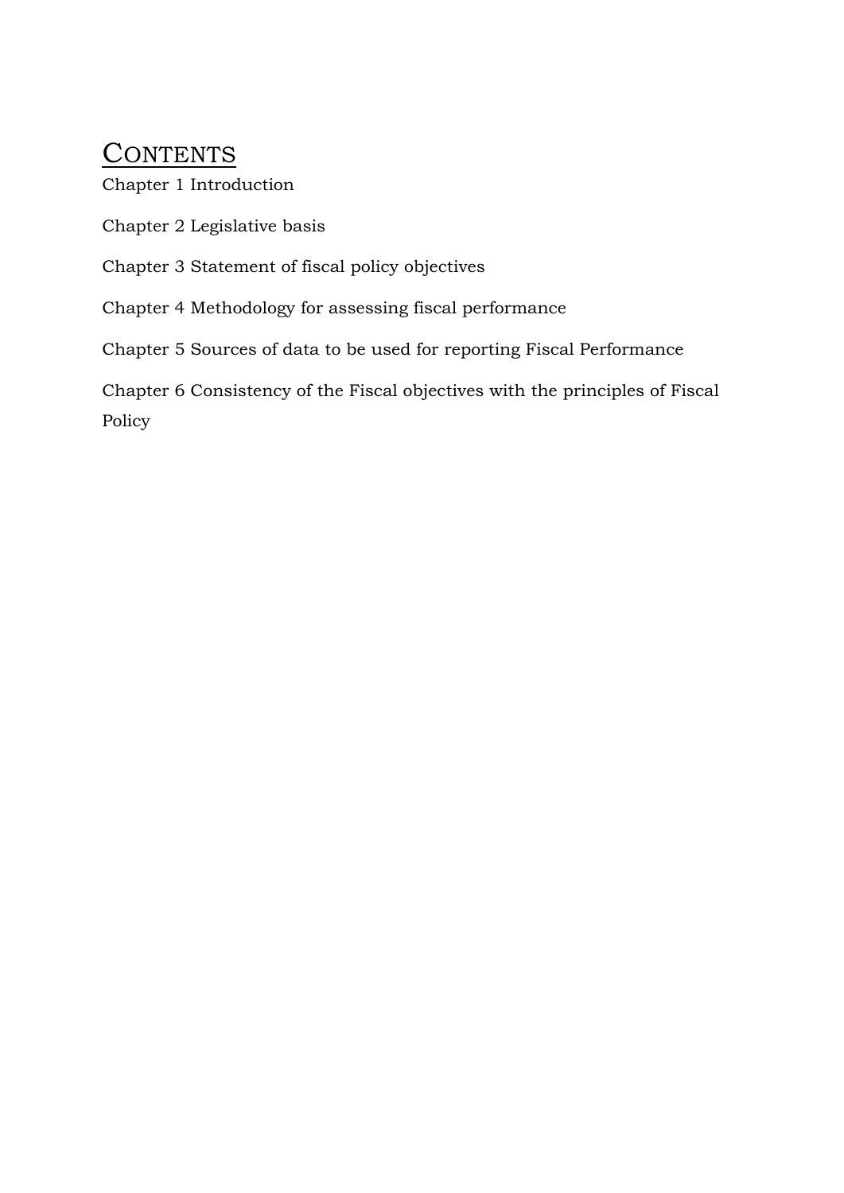# CONTENTS

Chapter 1 Introduction

Chapter 2 Legislative basis

Chapter 3 Statement of fiscal policy objectives

Chapter 4 Methodology for assessing fiscal performance

Chapter 5 Sources of data to be used for reporting Fiscal Performance

Chapter 6 Consistency of the Fiscal objectives with the principles of Fiscal Policy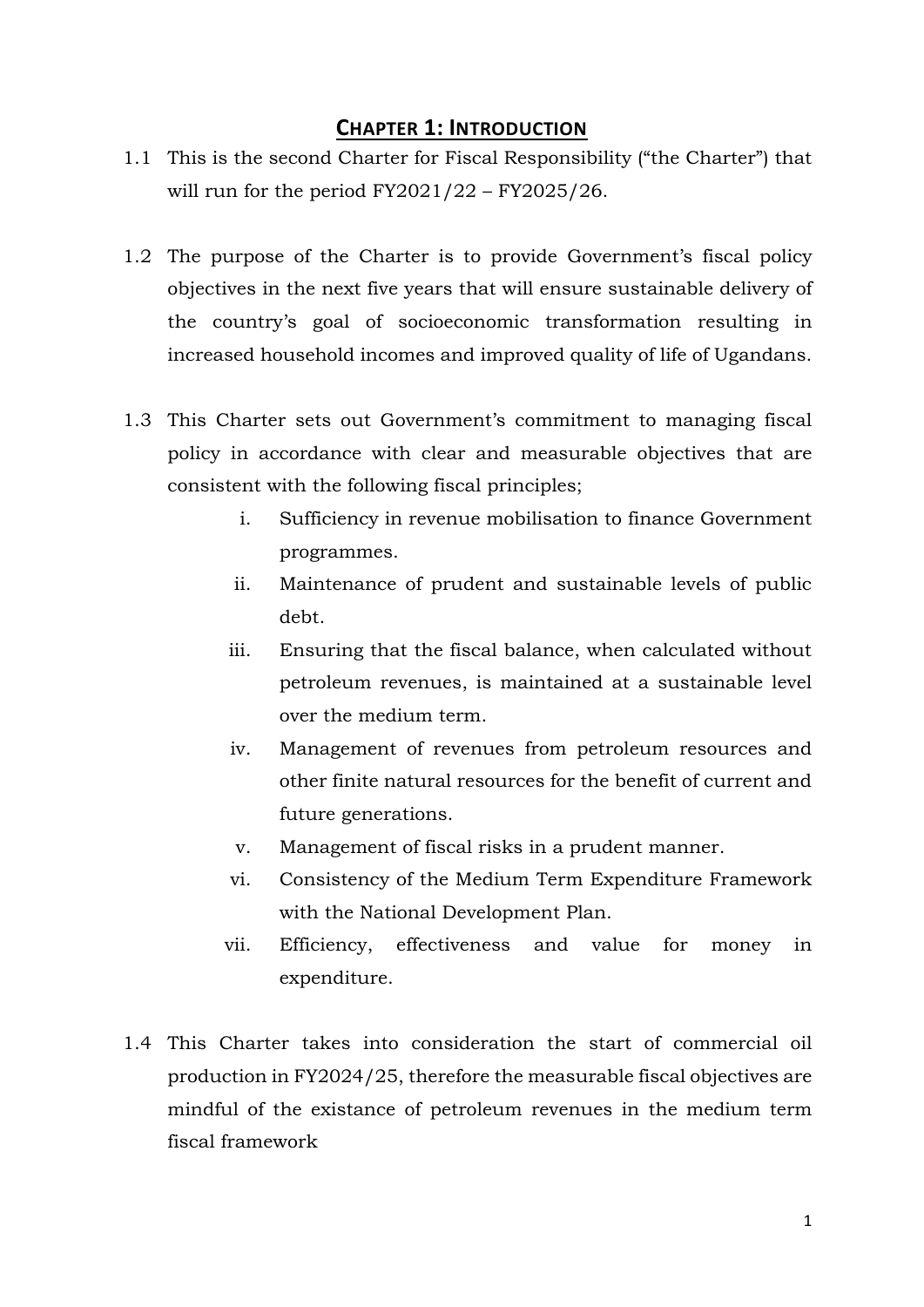## CHAPTER 1: INTRODUCTION

1.1 This is the second Charter for Fiscal Responsibility ("the Charter") that will run for the period FY2021/22 – FY2025/26.

1.2 The purpose of the Charter is to provide Government's fiscal policy objectives in the next five years that will ensure sustainable delivery of the country's goal of socioeconomic transformation resulting in increased household incomes and improved quality of life of Ugandans.

1.3 This Charter sets out Government's commitment to managing fiscal policy in accordance with clear and measurable objectives that are consistent with the following fiscal principles;

   i. Sufficiency in revenue mobilisation to finance Government programmes.
   ii. Maintenance of prudent and sustainable levels of public debt.
   iii. Ensuring that the fiscal balance, when calculated without petroleum revenues, is maintained at a sustainable level over the medium term.
   iv. Management of revenues from petroleum resources and other finite natural resources for the benefit of current and future generations.
   v. Management of fiscal risks in a prudent manner.
   vi. Consistency of the Medium Term Expenditure Framework with the National Development Plan.
   vii. Efficiency, effectiveness and value for money in expenditure.

1.4 This Charter takes into consideration the start of commercial oil production in FY2024/25, therefore the measurable fiscal objectives are mindful of the existance of petroleum revenues in the medium term fiscal framework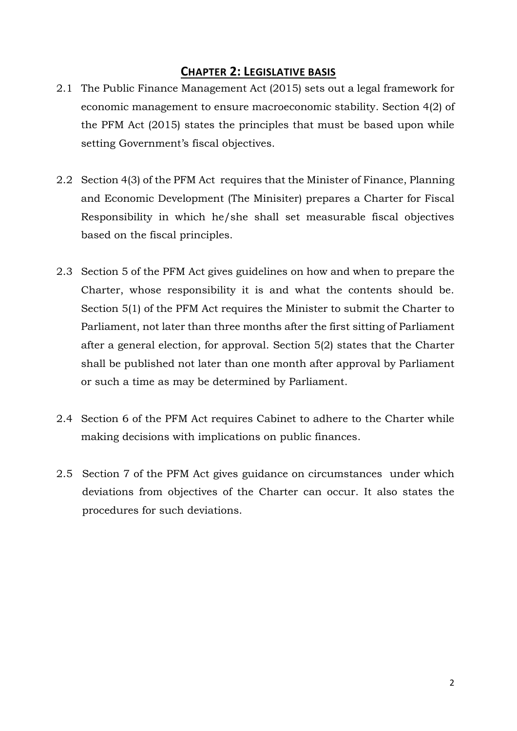## CHAPTER 2: LEGISLATIVE BASIS

2.1 The Public Finance Management Act (2015) sets out a legal framework for economic management to ensure macroeconomic stability. Section 4(2) of the PFM Act (2015) states the principles that must be based upon while setting Government's fiscal objectives.

2.2 Section 4(3) of the PFM Act requires that the Minister of Finance, Planning and Economic Development (The Minisiter) prepares a Charter for Fiscal Responsibility in which he/she shall set measurable fiscal objectives based on the fiscal principles.

2.3 Section 5 of the PFM Act gives guidelines on how and when to prepare the Charter, whose responsibility it is and what the contents should be. Section 5(1) of the PFM Act requires the Minister to submit the Charter to Parliament, not later than three months after the first sitting of Parliament after a general election, for approval. Section 5(2) states that the Charter shall be published not later than one month after approval by Parliament or such a time as may be determined by Parliament.

2.4 Section 6 of the PFM Act requires Cabinet to adhere to the Charter while making decisions with implications on public finances.

2.5 Section 7 of the PFM Act gives guidance on circumstances under which deviations from objectives of the Charter can occur. It also states the procedures for such deviations.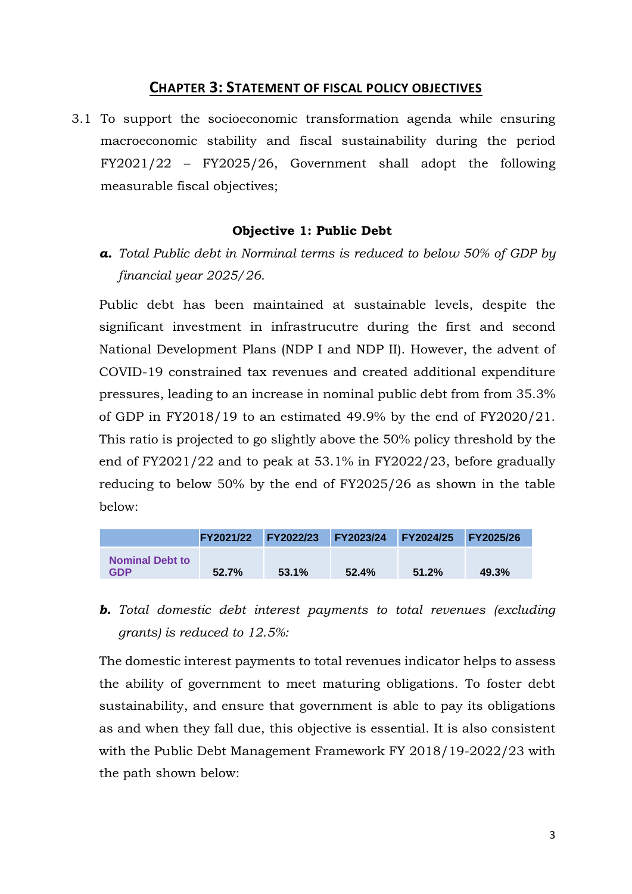## CHAPTER 3: STATEMENT OF FISCAL POLICY OBJECTIVES

3.1 To support the socioeconomic transformation agenda while ensuring macroeconomic stability and fiscal sustainability during the period FY2021/22 – FY2025/26, Government shall adopt the following measurable fiscal objectives;

**Objective 1: Public Debt**

***a.*** *Total Public debt in Norminal terms is reduced to below 50% of GDP by financial year 2025/26.*

Public debt has been maintained at sustainable levels, despite the significant investment in infrastrucutre during the first and second National Development Plans (NDP I and NDP II). However, the advent of COVID-19 constrained tax revenues and created additional expenditure pressures, leading to an increase in nominal public debt from from 35.3% of GDP in FY2018/19 to an estimated 49.9% by the end of FY2020/21. This ratio is projected to go slightly above the 50% policy threshold by the end of FY2021/22 and to peak at 53.1% in FY2022/23, before gradually reducing to below 50% by the end of FY2025/26 as shown in the table below:

| | FY2021/22 | FY2022/23 | FY2023/24 | FY2024/25 | FY2025/26 |
|---|---|---|---|---|---|
| Nominal Debt to GDP | 52.7% | 53.1% | 52.4% | 51.2% | 49.3% |

***b.*** *Total domestic debt interest payments to total revenues (excluding grants) is reduced to 12.5%:*

The domestic interest payments to total revenues indicator helps to assess the ability of government to meet maturing obligations. To foster debt sustainability, and ensure that government is able to pay its obligations as and when they fall due, this objective is essential. It is also consistent with the Public Debt Management Framework FY 2018/19-2022/23 with the path shown below: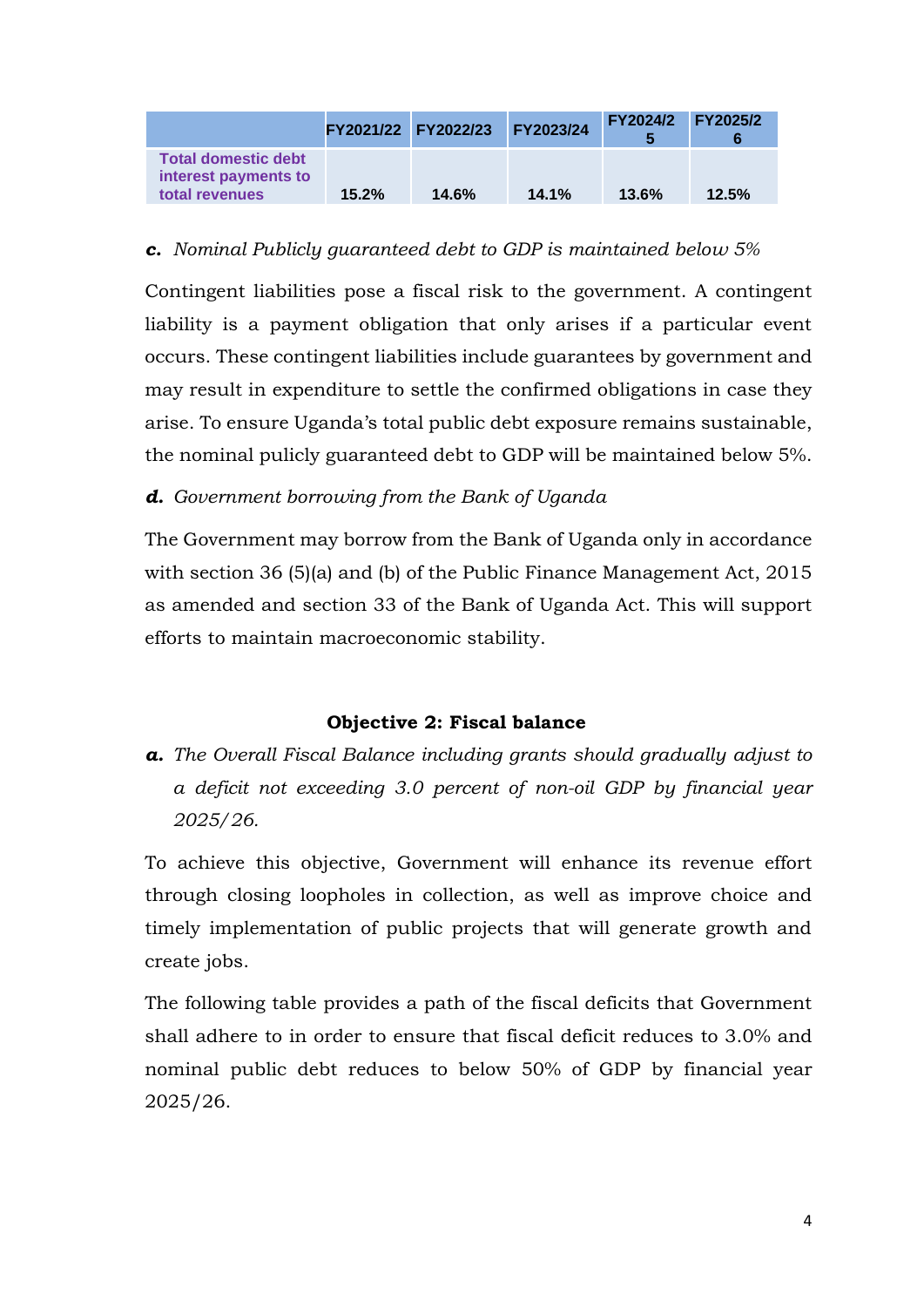| | FY2021/22 | FY2022/23 | FY2023/24 | FY2024/25 | FY2025/26 |
|---|---|---|---|---|---|
| Total domestic debt interest payments to total revenues | 15.2% | 14.6% | 14.1% | 13.6% | 12.5% |

***c.** Nominal Publicly guaranteed debt to GDP is maintained below 5%*

Contingent liabilities pose a fiscal risk to the government. A contingent liability is a payment obligation that only arises if a particular event occurs. These contingent liabilities include guarantees by government and may result in expenditure to settle the confirmed obligations in case they arise. To ensure Uganda's total public debt exposure remains sustainable, the nominal pulicly guaranteed debt to GDP will be maintained below 5%.

***d.** Government borrowing from the Bank of Uganda*

The Government may borrow from the Bank of Uganda only in accordance with section 36 (5)(a) and (b) of the Public Finance Management Act, 2015 as amended and section 33 of the Bank of Uganda Act. This will support efforts to maintain macroeconomic stability.

**Objective 2: Fiscal balance**

***a.** The Overall Fiscal Balance including grants should gradually adjust to a deficit not exceeding 3.0 percent of non-oil GDP by financial year 2025/26.*

To achieve this objective, Government will enhance its revenue effort through closing loopholes in collection, as well as improve choice and timely implementation of public projects that will generate growth and create jobs.

The following table provides a path of the fiscal deficits that Government shall adhere to in order to ensure that fiscal deficit reduces to 3.0% and nominal public debt reduces to below 50% of GDP by financial year 2025/26.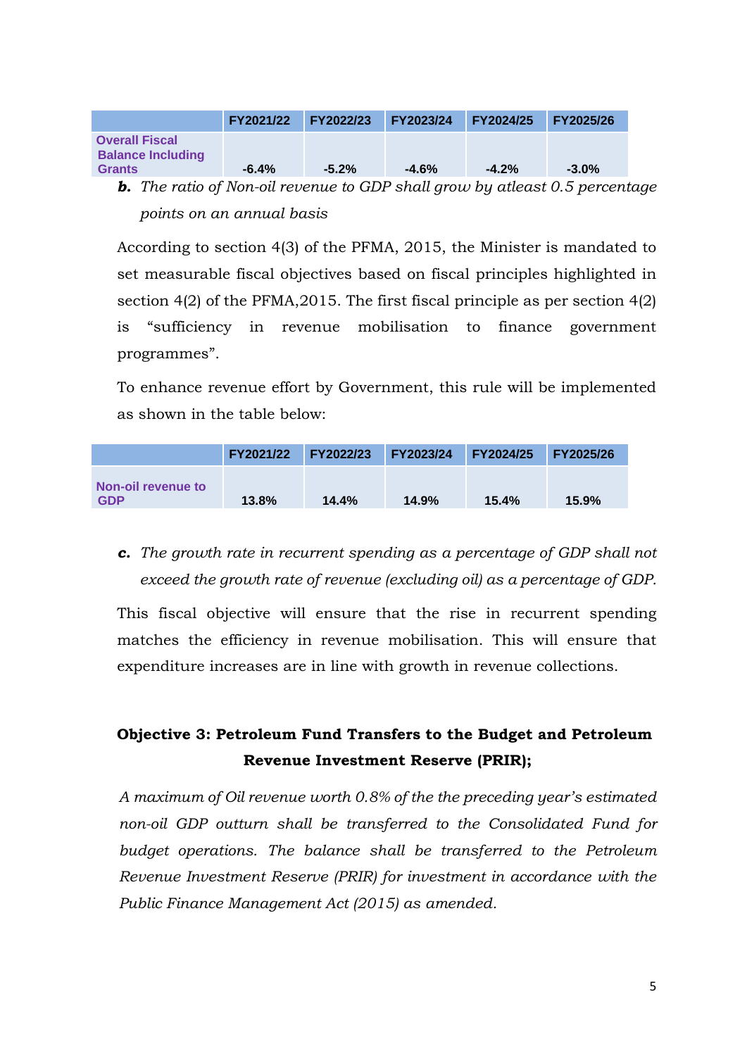| | FY2021/22 | FY2022/23 | FY2023/24 | FY2024/25 | FY2025/26 |
|---|---|---|---|---|---|
| Overall Fiscal Balance Including Grants | -6.4% | -5.2% | -4.6% | -4.2% | -3.0% |

***b.*** *The ratio of Non-oil revenue to GDP shall grow by atleast 0.5 percentage points on an annual basis*

According to section 4(3) of the PFMA, 2015, the Minister is mandated to set measurable fiscal objectives based on fiscal principles highlighted in section 4(2) of the PFMA,2015. The first fiscal principle as per section 4(2) is "sufficiency in revenue mobilisation to finance government programmes".

To enhance revenue effort by Government, this rule will be implemented as shown in the table below:

| | FY2021/22 | FY2022/23 | FY2023/24 | FY2024/25 | FY2025/26 |
|---|---|---|---|---|---|
| Non-oil revenue to GDP | 13.8% | 14.4% | 14.9% | 15.4% | 15.9% |

***c.*** *The growth rate in recurrent spending as a percentage of GDP shall not exceed the growth rate of revenue (excluding oil) as a percentage of GDP.*

This fiscal objective will ensure that the rise in recurrent spending matches the efficiency in revenue mobilisation. This will ensure that expenditure increases are in line with growth in revenue collections.

**Objective 3: Petroleum Fund Transfers to the Budget and Petroleum Revenue Investment Reserve (PRIR);**

*A maximum of Oil revenue worth 0.8% of the the preceding year's estimated non-oil GDP outturn shall be transferred to the Consolidated Fund for budget operations. The balance shall be transferred to the Petroleum Revenue Investment Reserve (PRIR) for investment in accordance with the Public Finance Management Act (2015) as amended.*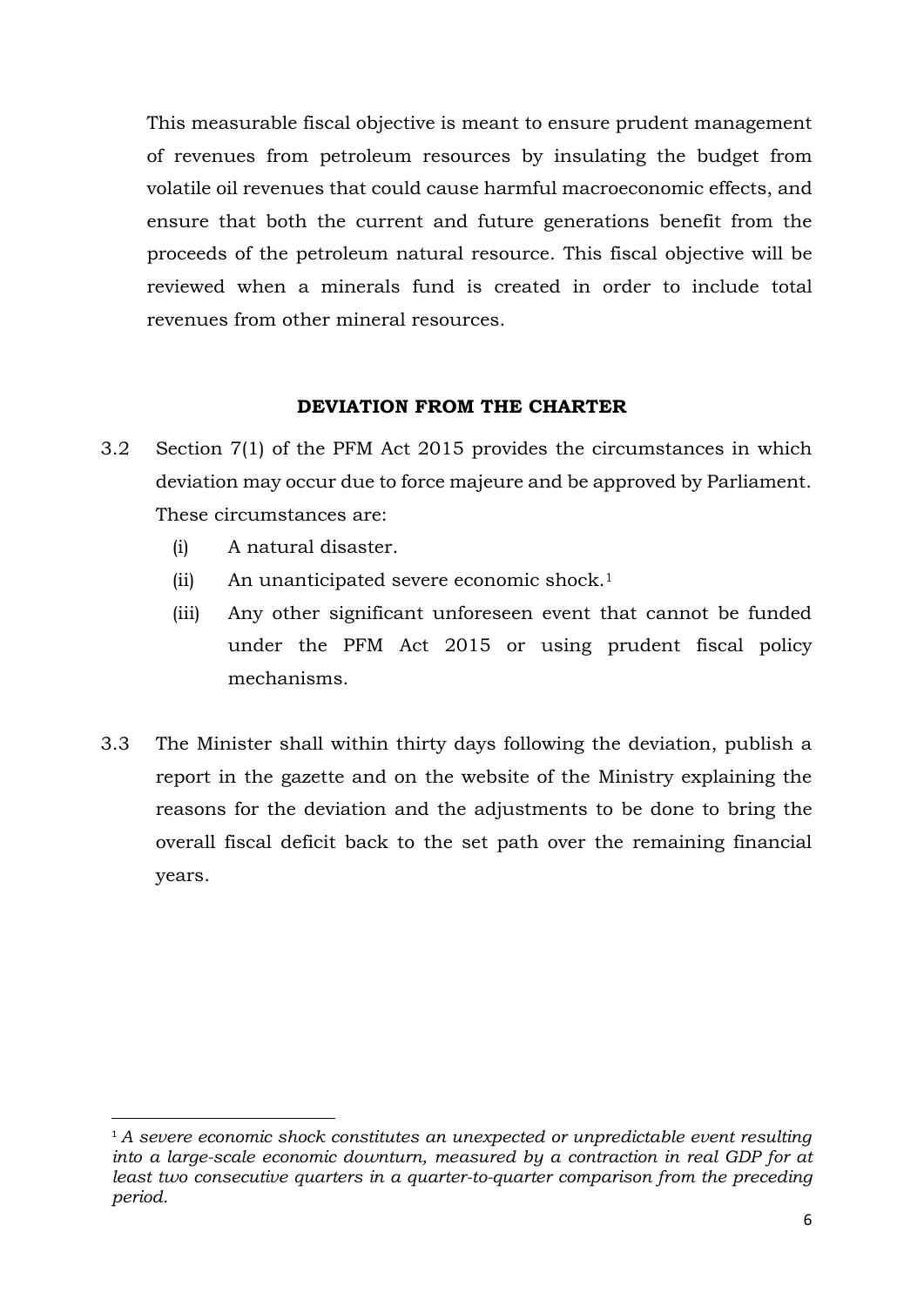This measurable fiscal objective is meant to ensure prudent management of revenues from petroleum resources by insulating the budget from volatile oil revenues that could cause harmful macroeconomic effects, and ensure that both the current and future generations benefit from the proceeds of the petroleum natural resource. This fiscal objective will be reviewed when a minerals fund is created in order to include total revenues from other mineral resources.

## DEVIATION FROM THE CHARTER

3.2 Section 7(1) of the PFM Act 2015 provides the circumstances in which deviation may occur due to force majeure and be approved by Parliament. These circumstances are:

- (i) A natural disaster.
- (ii) An unanticipated severe economic shock.[1]
- (iii) Any other significant unforeseen event that cannot be funded under the PFM Act 2015 or using prudent fiscal policy mechanisms.

3.3 The Minister shall within thirty days following the deviation, publish a report in the gazette and on the website of the Ministry explaining the reasons for the deviation and the adjustments to be done to bring the overall fiscal deficit back to the set path over the remaining financial years.

[1] *A severe economic shock constitutes an unexpected or unpredictable event resulting into a large-scale economic downturn, measured by a contraction in real GDP for at least two consecutive quarters in a quarter-to-quarter comparison from the preceding period.*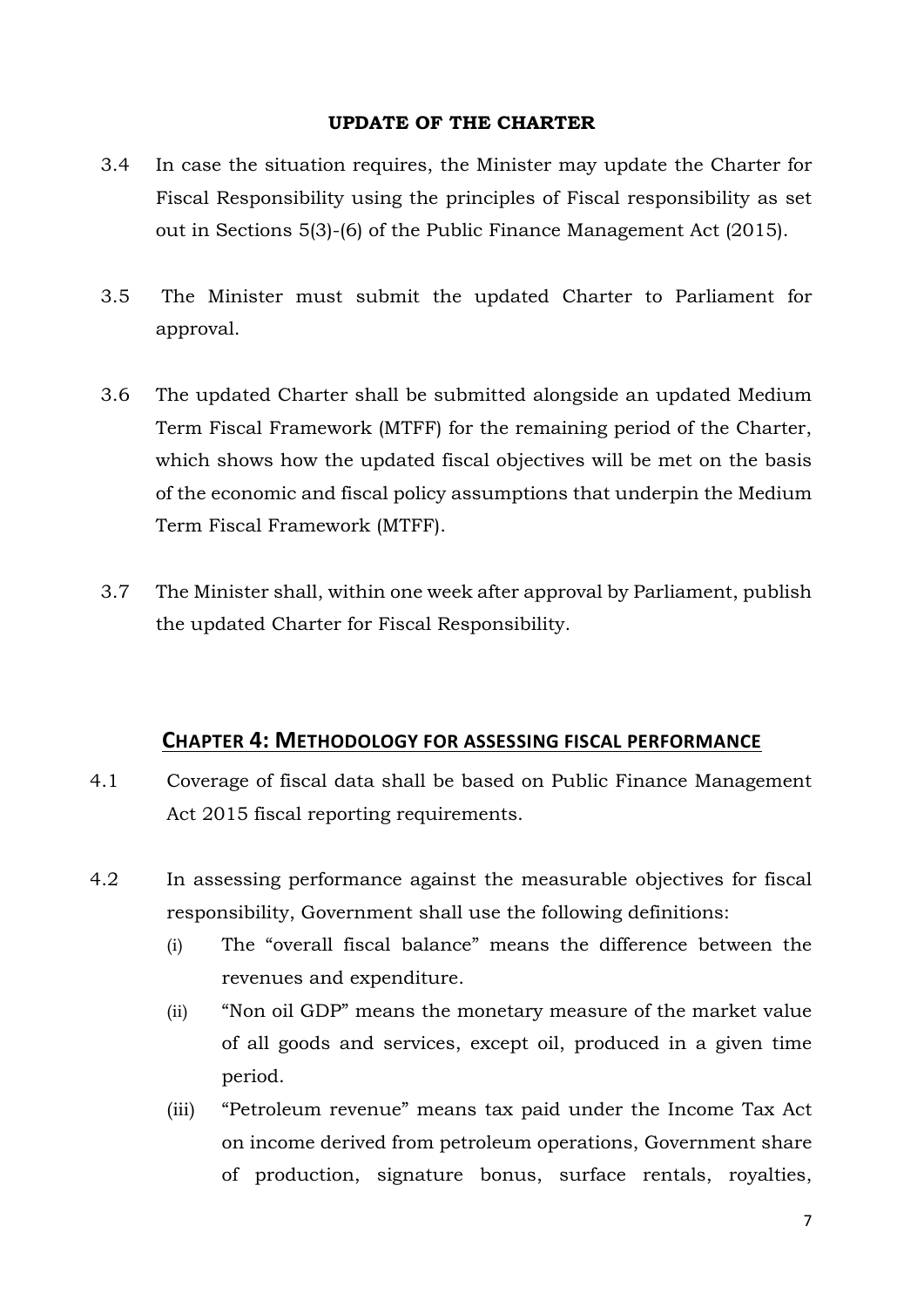**UPDATE OF THE CHARTER**

3.4 In case the situation requires, the Minister may update the Charter for Fiscal Responsibility using the principles of Fiscal responsibility as set out in Sections 5(3)-(6) of the Public Finance Management Act (2015).

3.5 The Minister must submit the updated Charter to Parliament for approval.

3.6 The updated Charter shall be submitted alongside an updated Medium Term Fiscal Framework (MTFF) for the remaining period of the Charter, which shows how the updated fiscal objectives will be met on the basis of the economic and fiscal policy assumptions that underpin the Medium Term Fiscal Framework (MTFF).

3.7 The Minister shall, within one week after approval by Parliament, publish the updated Charter for Fiscal Responsibility.

## CHAPTER 4: METHODOLOGY FOR ASSESSING FISCAL PERFORMANCE

4.1 Coverage of fiscal data shall be based on Public Finance Management Act 2015 fiscal reporting requirements.

4.2 In assessing performance against the measurable objectives for fiscal responsibility, Government shall use the following definitions:

(i) The "overall fiscal balance" means the difference between the revenues and expenditure.

(ii) "Non oil GDP" means the monetary measure of the market value of all goods and services, except oil, produced in a given time period.

(iii) "Petroleum revenue" means tax paid under the Income Tax Act on income derived from petroleum operations, Government share of production, signature bonus, surface rentals, royalties,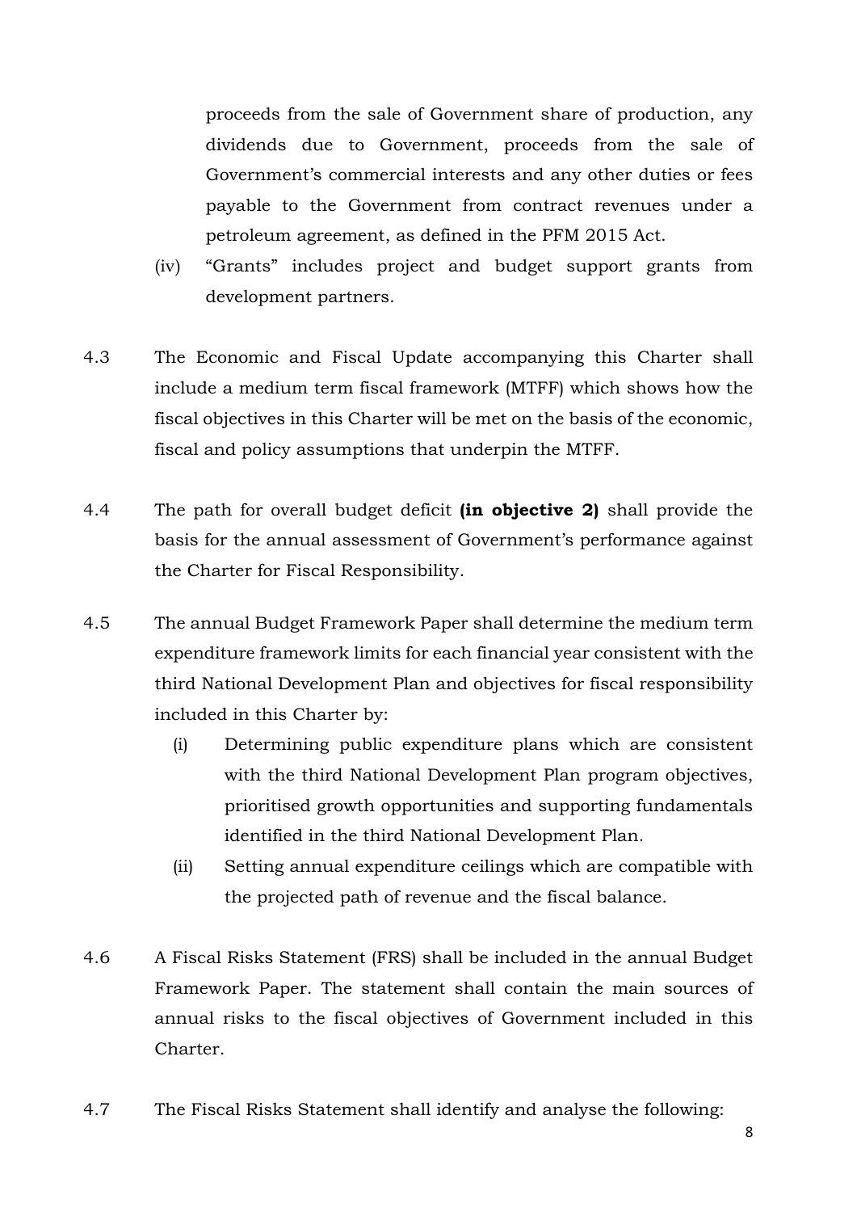proceeds from the sale of Government share of production, any dividends due to Government, proceeds from the sale of Government's commercial interests and any other duties or fees payable to the Government from contract revenues under a petroleum agreement, as defined in the PFM 2015 Act.

(iv) "Grants" includes project and budget support grants from development partners.

4.3 The Economic and Fiscal Update accompanying this Charter shall include a medium term fiscal framework (MTFF) which shows how the fiscal objectives in this Charter will be met on the basis of the economic, fiscal and policy assumptions that underpin the MTFF.

4.4 The path for overall budget deficit **(in objective 2)** shall provide the basis for the annual assessment of Government's performance against the Charter for Fiscal Responsibility.

4.5 The annual Budget Framework Paper shall determine the medium term expenditure framework limits for each financial year consistent with the third National Development Plan and objectives for fiscal responsibility included in this Charter by:

(i) Determining public expenditure plans which are consistent with the third National Development Plan program objectives, prioritised growth opportunities and supporting fundamentals identified in the third National Development Plan.

(ii) Setting annual expenditure ceilings which are compatible with the projected path of revenue and the fiscal balance.

4.6 A Fiscal Risks Statement (FRS) shall be included in the annual Budget Framework Paper. The statement shall contain the main sources of annual risks to the fiscal objectives of Government included in this Charter.

4.7 The Fiscal Risks Statement shall identify and analyse the following: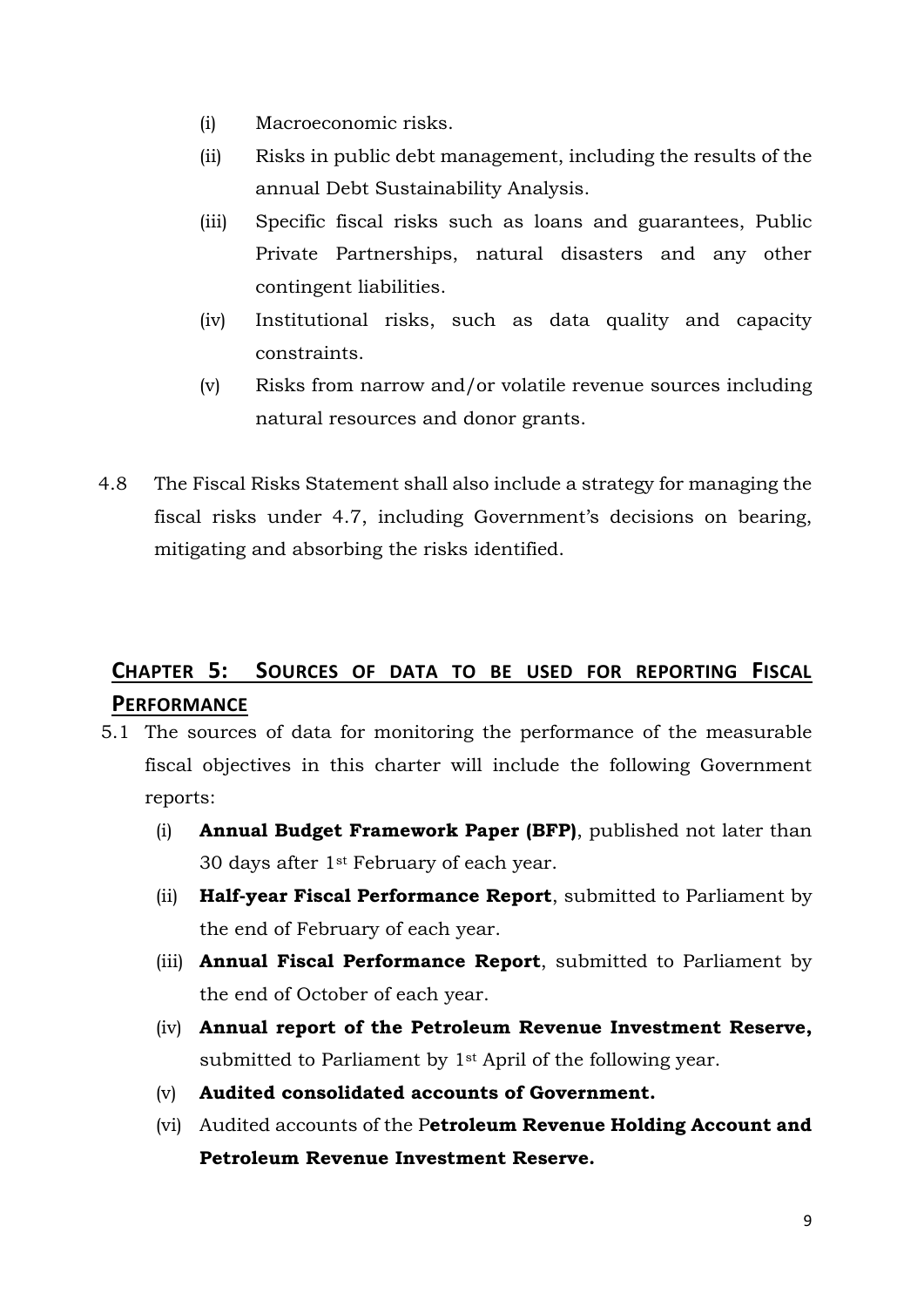(i) Macroeconomic risks.

(ii) Risks in public debt management, including the results of the annual Debt Sustainability Analysis.

(iii) Specific fiscal risks such as loans and guarantees, Public Private Partnerships, natural disasters and any other contingent liabilities.

(iv) Institutional risks, such as data quality and capacity constraints.

(v) Risks from narrow and/or volatile revenue sources including natural resources and donor grants.

4.8 The Fiscal Risks Statement shall also include a strategy for managing the fiscal risks under 4.7, including Government's decisions on bearing, mitigating and absorbing the risks identified.

## CHAPTER 5: SOURCES OF DATA TO BE USED FOR REPORTING FISCAL PERFORMANCE

5.1 The sources of data for monitoring the performance of the measurable fiscal objectives in this charter will include the following Government reports:

(i) **Annual Budget Framework Paper (BFP)**, published not later than 30 days after 1st February of each year.

(ii) **Half-year Fiscal Performance Report**, submitted to Parliament by the end of February of each year.

(iii) **Annual Fiscal Performance Report**, submitted to Parliament by the end of October of each year.

(iv) **Annual report of the Petroleum Revenue Investment Reserve,** submitted to Parliament by 1st April of the following year.

(v) **Audited consolidated accounts of Government.**

(vi) Audited accounts of the P**etroleum Revenue Holding Account and Petroleum Revenue Investment Reserve.**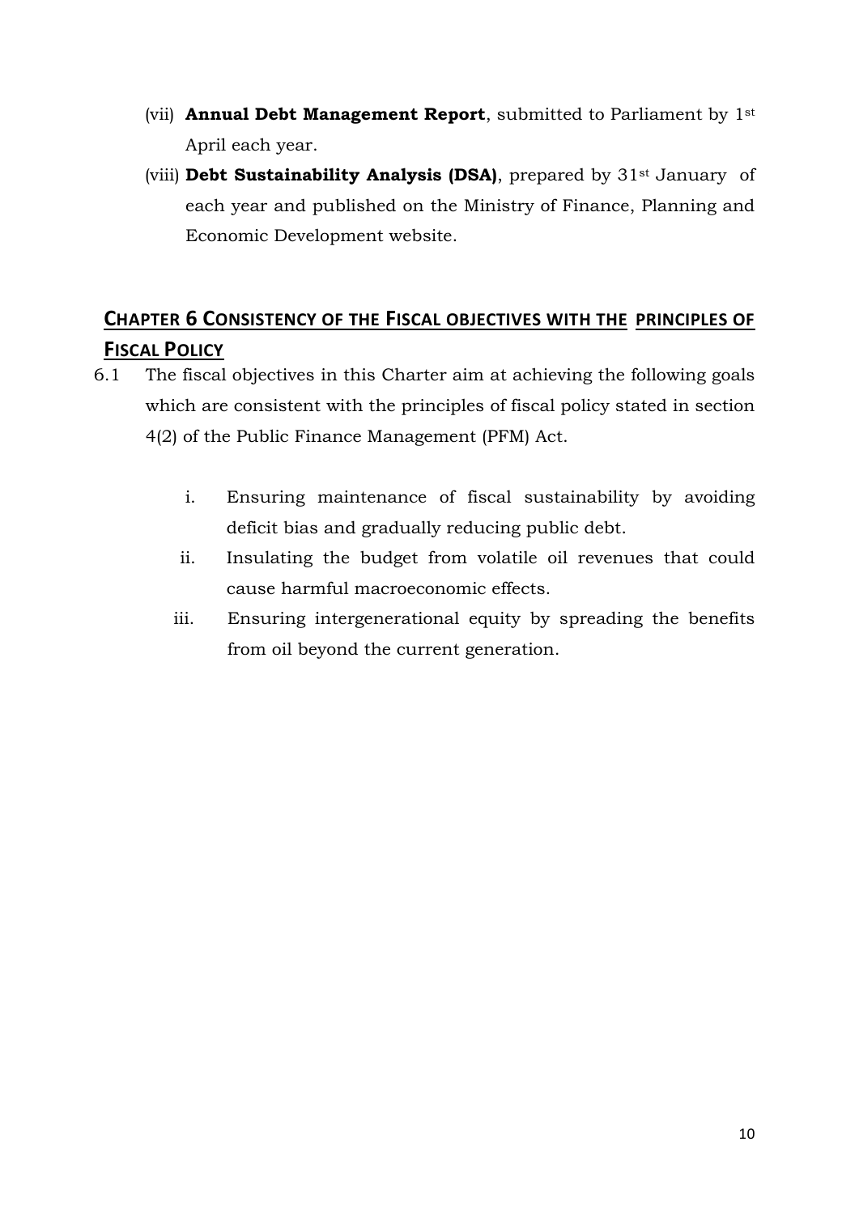(vii) **Annual Debt Management Report**, submitted to Parliament by 1st April each year.

(viii) **Debt Sustainability Analysis (DSA)**, prepared by 31st January of each year and published on the Ministry of Finance, Planning and Economic Development website.

## CHAPTER 6 CONSISTENCY OF THE FISCAL OBJECTIVES WITH THE PRINCIPLES OF FISCAL POLICY

6.1 The fiscal objectives in this Charter aim at achieving the following goals which are consistent with the principles of fiscal policy stated in section 4(2) of the Public Finance Management (PFM) Act.

i. Ensuring maintenance of fiscal sustainability by avoiding deficit bias and gradually reducing public debt.

ii. Insulating the budget from volatile oil revenues that could cause harmful macroeconomic effects.

iii. Ensuring intergenerational equity by spreading the benefits from oil beyond the current generation.